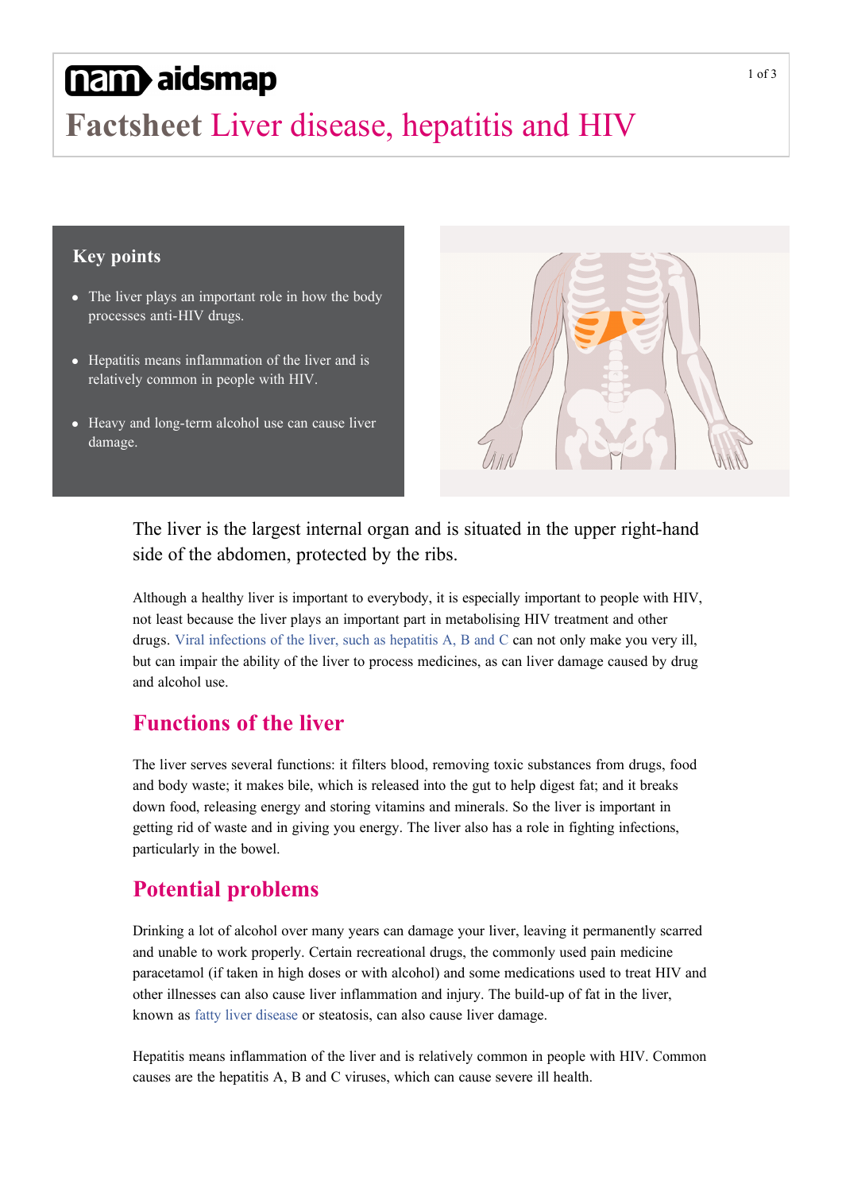# nam aidsmap

# Factsheet Liver disease, hepatitis and HIV

## Key points

- The liver plays an important role in how the body processes anti-HIV drugs.
- Hepatitis means inflammation of the liver and is relatively common in people with HIV.
- Heavy and long-term alcohol use can cause liver damage.

The liver is the largest internal organ and is situated in the upper right-hand side of the abdomen, protected by the ribs.

Although a healthy liver is important to everybody, it is especially important to people with HIV, not least because the liver plays an important part in metabolising HIV treatment and other drugs. Viral infections of the liver, such as hepatitis A, B and C can not only make you very ill, but can impair the ability of the liver to process medicines, as can liver damage caused by drug and alcohol use.

## Functions of the liver

The liver serves several functions: it filters blood, removing toxic substances from drugs, food and body waste; it makes bile, which is released into the gut to help digest fat; and it breaks down food, releasing energy and storing vitamins and minerals. So the liver is important in getting rid of waste and in giving you energy. The liver also has a role in fighting infections, particularly in the bowel.

## Potential problems

Drinking a lot of alcohol over many years can damage your liver, leaving it permanently scarred and unable to work properly. Certain recreational drugs, the commonly used pain medicine paracetamol (if taken in high doses or with alcohol) and some medications used to treat HIV and other illnesses can also cause liver inflammation and injury. The build-up of fat in the liver, known as fatty liver disease or steatosis, can also cause liver damage.

Hepatitis means inflammation of the liver and is relatively common in people with HIV. Common causes are the hepatitis A, B and C viruses, which can cause severe ill health.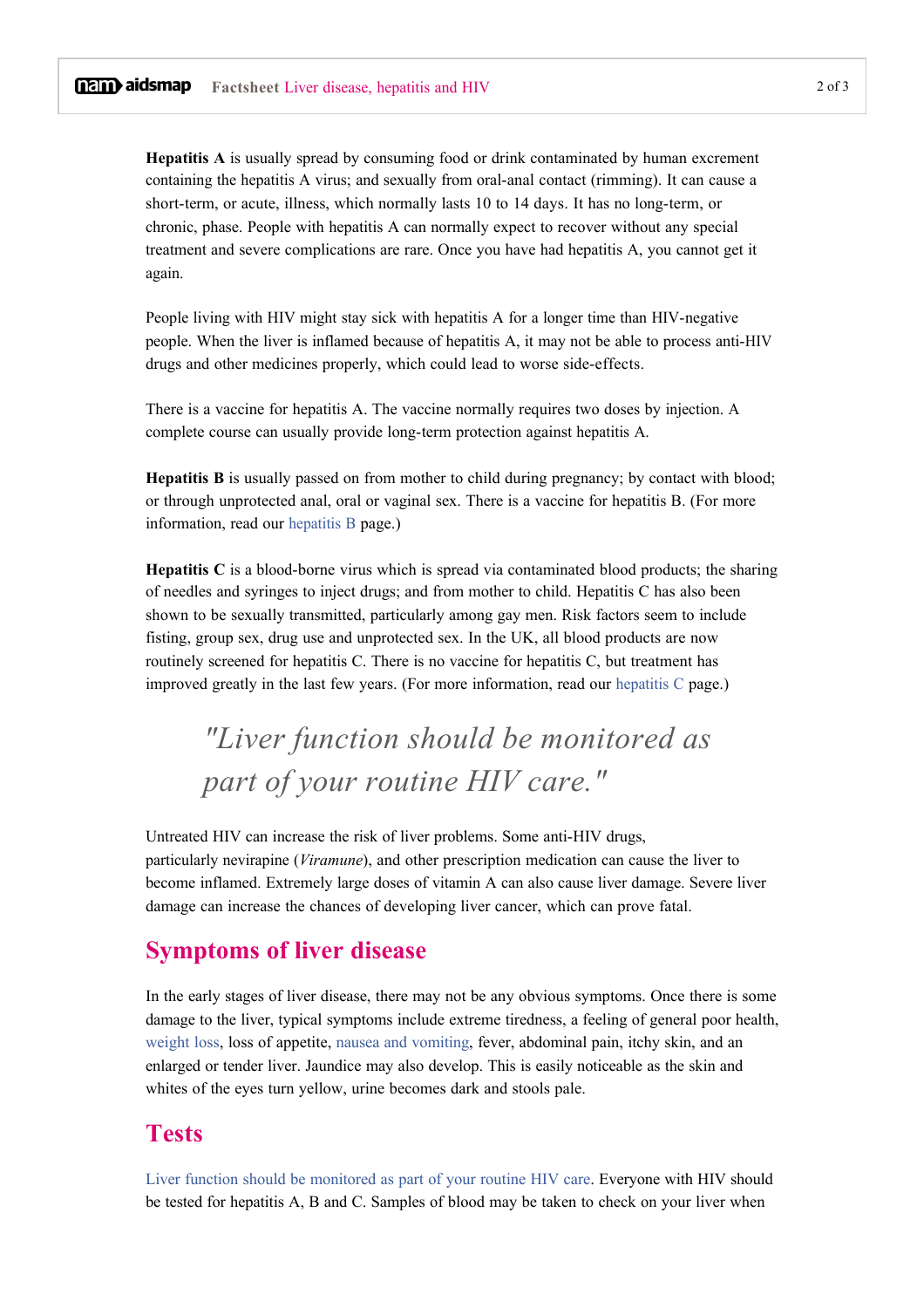**Hepatitis A** is usually spread by consuming food or drink contaminated by human excrement containing the hepatitis A virus; and sexually from oral-anal contact (rimming). It can cause a short-term, or acute, illness, which normally lasts 10 to 14 days. It has no long-term, or chronic, phase. People with hepatitis A can normally expect to recover without any special treatment and severe complications are rare. Once you have had hepatitis A, you cannot get it again.

People living with HIV might stay sick with hepatitis A for a longer time than HIV-negative people. When the liver is inflamed because of hepatitis A, it may not be able to process anti-HIV drugs and other medicines properly, which could lead to worse side-effects.

There is a vaccine for hepatitis A. The vaccine normally requires two doses by injection. A complete course can usually provide long-term protection against hepatitis A.

**Hepatitis B** is usually passed on from mother to child during pregnancy; by contact with blood; or through unprotected anal, oral or vaginal sex. There is a vaccine for hepatitis B. (For more information, read our hepatitis B page.)

**Hepatitis C** is a blood-borne virus which is spread via contaminated blood products; the sharing of needles and syringes to inject drugs; and from mother to child. Hepatitis C has also been shown to be sexually transmitted, particularly among gay men. Risk factors seem to include fisting, group sex, drug use and unprotected sex. In the UK, all blood products are now routinely screened for hepatitis C. There is no vaccine for hepatitis C, but treatment has improved greatly in the last few years. (For more information, read our hepatitis C page.)

> *"Liver function should be monitored as part of your routine HIV care."*

Untreated HIV can increase the risk of liver problems. Some anti-HIV drugs, particularly nevirapine (*Viramune*), and other prescription medication can cause the liver to become inflamed. Extremely large doses of vitamin A can also cause liver damage. Severe liver damage can increase the chances of developing liver cancer, which can prove fatal.

## Symptoms of liver disease

In the early stages of liver disease, there may not be any obvious symptoms. Once there is some damage to the liver, typical symptoms include extreme tiredness, a feeling of general poor health, weight loss, loss of appetite, nausea and vomiting, fever, abdominal pain, itchy skin, and an enlarged or tender liver. Jaundice may also develop. This is easily noticeable as the skin and whites of the eyes turn yellow, urine becomes dark and stools pale.

## Tests

Liver function should be monitored as part of your routine HIV care. Everyone with HIV should be tested for hepatitis A, B and C. Samples of blood may be taken to check on your liver when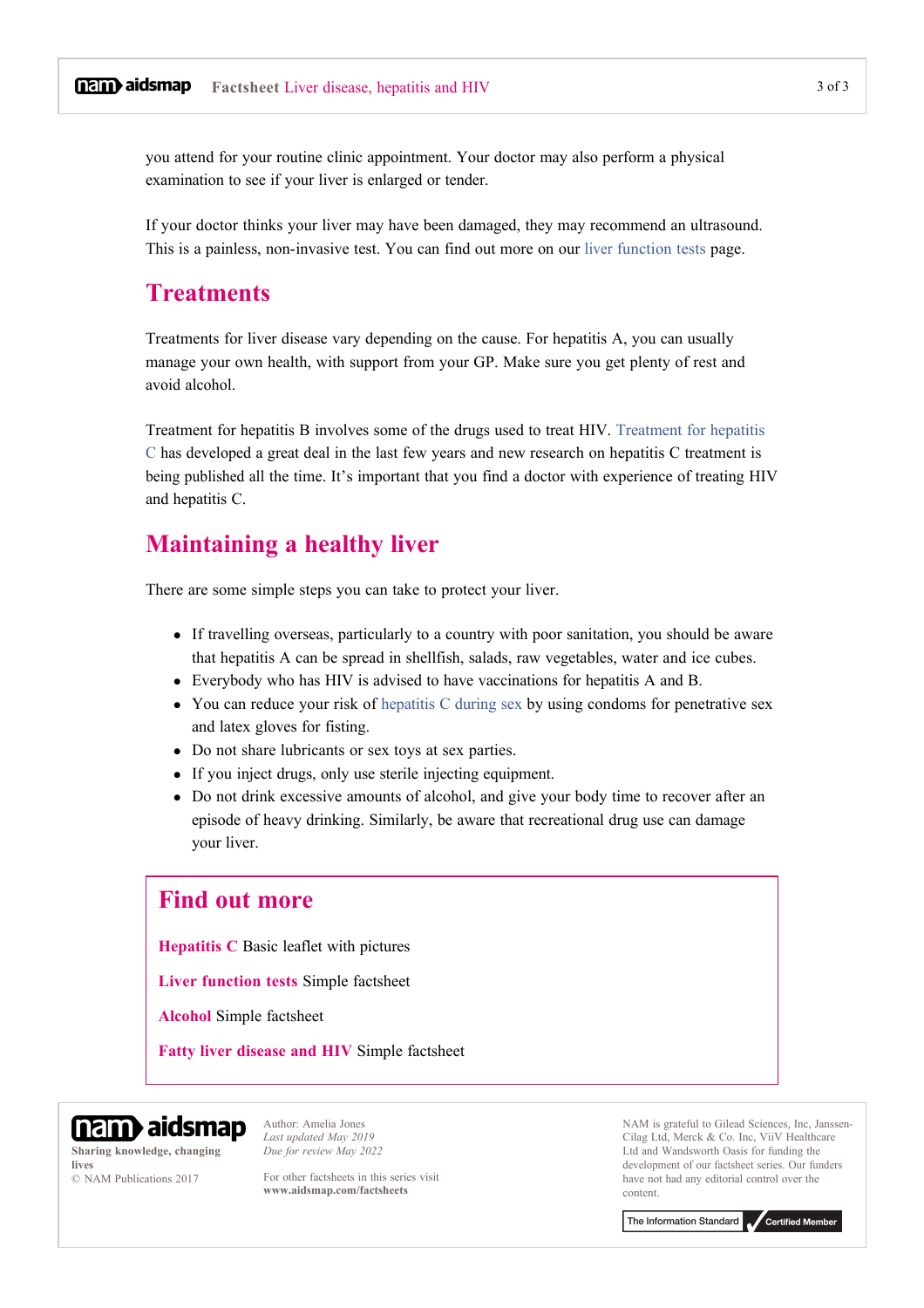you attend for your routine clinic appointment. Your doctor may also perform a physical examination to see if your liver is enlarged or tender.

If your doctor thinks your liver may have been damaged, they may recommend an ultrasound. This is a painless, non-invasive test. You can find out more on our liver function tests page.

## Treatments

Treatments for liver disease vary depending on the cause. For hepatitis A, you can usually manage your own health, with support from your GP. Make sure you get plenty of rest and avoid alcohol.

Treatment for hepatitis B involves some of the drugs used to treat HIV. Treatment for hepatitis C has developed a great deal in the last few years and new research on hepatitis C treatment is being published all the time. It's important that you find a doctor with experience of treating HIV and hepatitis C.

## Maintaining a healthy liver

There are some simple steps you can take to protect your liver.

- If travelling overseas, particularly to a country with poor sanitation, you should be aware that hepatitis A can be spread in shellfish, salads, raw vegetables, water and ice cubes.
- Everybody who has HIV is advised to have vaccinations for hepatitis A and B.
- You can reduce your risk of hepatitis C during sex by using condoms for penetrative sex and latex gloves for fisting.
- Do not share lubricants or sex toys at sex parties.
- If you inject drugs, only use sterile injecting equipment.
- Do not drink excessive amounts of alcohol, and give your body time to recover after an episode of heavy drinking. Similarly, be aware that recreational drug use can damage your liver.

## Find out more

**Hepatitis C** Basic leaflet with pictures

**Liver function tests** Simple factsheet

**Alcohol** Simple factsheet

**Fatty liver disease and HIV** Simple factsheet

nam aidsmap

**Sharing knowledge, changing lives**

© NAM Publications 2017

Author: Amelia Jones
*Last updated May 2019*
*Due for review May 2022*

For other factsheets in this series visit
**www.aidsmap.com/factsheets**

NAM is grateful to Gilead Sciences, Inc, Janssen-Cilag Ltd, Merck & Co. Inc, ViiV Healthcare Ltd and Wandsworth Oasis for funding the development of our factsheet series. Our funders have not had any editorial control over the content.

The Information Standard Certified Member